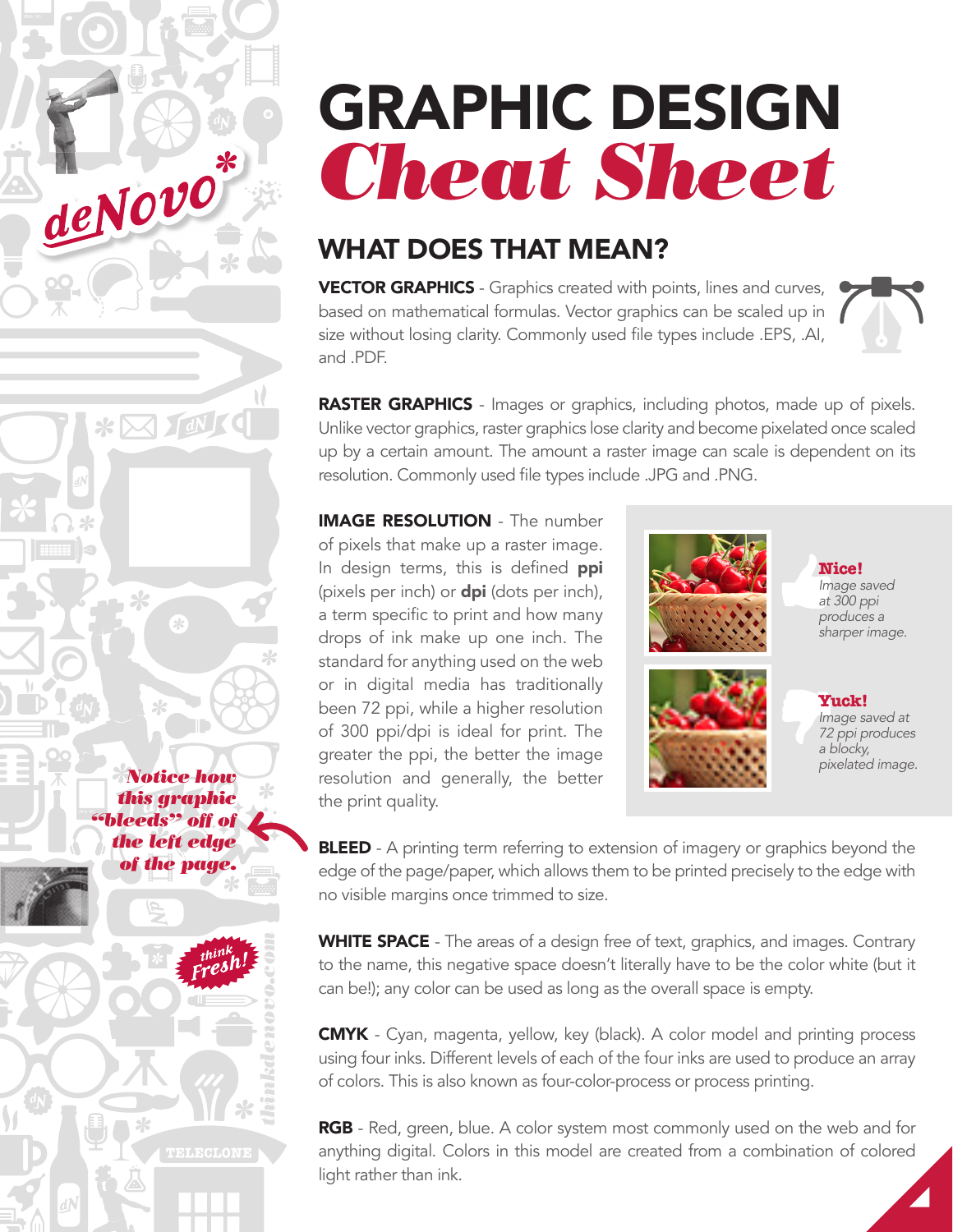# GRAPHIC DESIGN *Cheat Sheet*

## WHAT DOES THAT MEAN?

**VECTOR GRAPHICS** - Graphics created with points, lines and curves, based on mathematical formulas. Vector graphics can be scaled up in size without losing clarity. Commonly used file types include .EPS, .AI, and .PDF.

**RASTER GRAPHICS** - Images or graphics, including photos, made up of pixels. Unlike vector graphics, raster graphics lose clarity and become pixelated once scaled up by a certain amount. The amount a raster image can scale is dependent on its resolution. Commonly used file types include .JPG and .PNG.

**IMAGE RESOLUTION** - The number of pixels that make up a raster image. In design terms, this is defined **ppi** (pixels per inch) or **dpi** (dots per inch), a term specific to print and how many drops of ink make up one inch. The standard for anything used on the web or in digital media has traditionally been 72 ppi, while a higher resolution of 300 ppi/dpi is ideal for print. The greater the ppi, the better the image resolution and generally, the better the print quality.

**Nice!** *Image saved at 300 ppi produces a sharper image.*

**Yuck!** *Image saved at 72 ppi produces a blocky, pixelated image.*

*Notice how this graphic "bleeds" off of the left edge of the page.*

**BLEED** - A printing term referring to extension of imagery or graphics beyond the edge of the page/paper, which allows them to be printed precisely to the edge with no visible margins once trimmed to size.

**WHITE SPACE** - The areas of a design free of text, graphics, and images. Contrary to the name, this negative space doesn't literally have to be the color white (but it can be!); any color can be used as long as the overall space is empty.

**CMYK** - Cyan, magenta, yellow, key (black). A color model and printing process using four inks. Different levels of each of the four inks are used to produce an array of colors. This is also known as four-color-process or process printing.

**RGB** - Red, green, blue. A color system most commonly used on the web and for anything digital. Colors in this model are created from a combination of colored light rather than ink.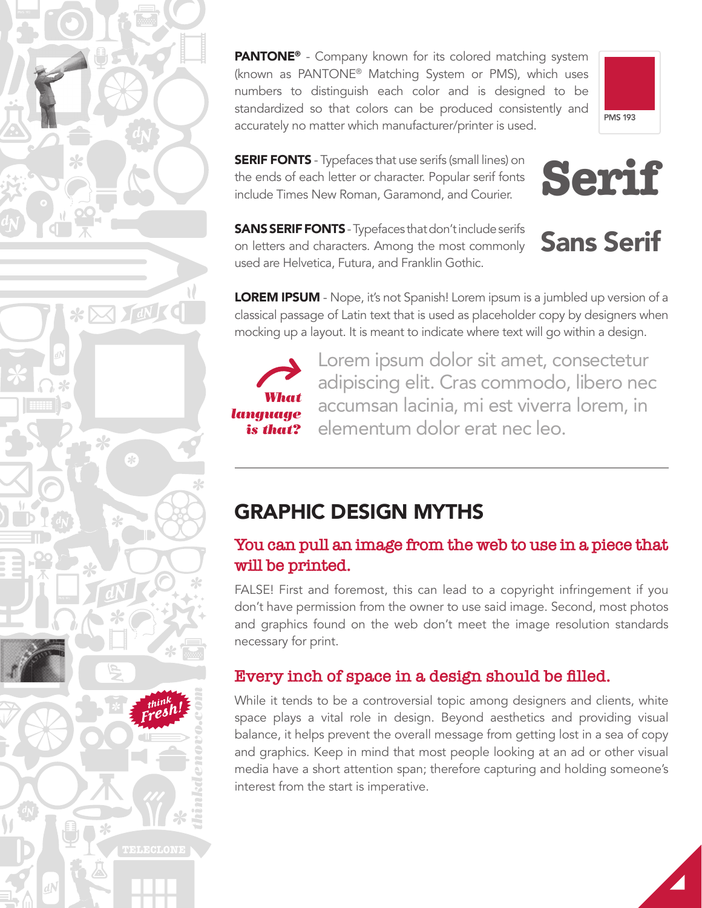**PANTONE®** - Company known for its colored matching system (known as PANTONE® Matching System or PMS), which uses numbers to distinguish each color and is designed to be standardized so that colors can be produced consistently and accurately no matter which manufacturer/printer is used.

PMS 193

**SERIF FONTS** - Typefaces that use serifs (small lines) on the ends of each letter or character. Popular serif fonts include Times New Roman, Garamond, and Courier.

Serif

**SANS SERIF FONTS** - Typefaces that don't include serifs on letters and characters. Among the most commonly used are Helvetica, Futura, and Franklin Gothic.

Sans Serif

**LOREM IPSUM** - Nope, it's not Spanish! Lorem ipsum is a jumbled up version of a classical passage of Latin text that is used as placeholder copy by designers when mocking up a layout. It is meant to indicate where text will go within a design.

*What language is that?*

Lorem ipsum dolor sit amet, consectetur adipiscing elit. Cras commodo, libero nec accumsan lacinia, mi est viverra lorem, in elementum dolor erat nec leo.

---

## GRAPHIC DESIGN MYTHS

### You can pull an image from the web to use in a piece that will be printed.

FALSE! First and foremost, this can lead to a copyright infringement if you don't have permission from the owner to use said image. Second, most photos and graphics found on the web don't meet the image resolution standards necessary for print.

### Every inch of space in a design should be filled.

While it tends to be a controversial topic among designers and clients, white space plays a vital role in design. Beyond aesthetics and providing visual balance, it helps prevent the overall message from getting lost in a sea of copy and graphics. Keep in mind that most people looking at an ad or other visual media have a short attention span; therefore capturing and holding someone's interest from the start is imperative.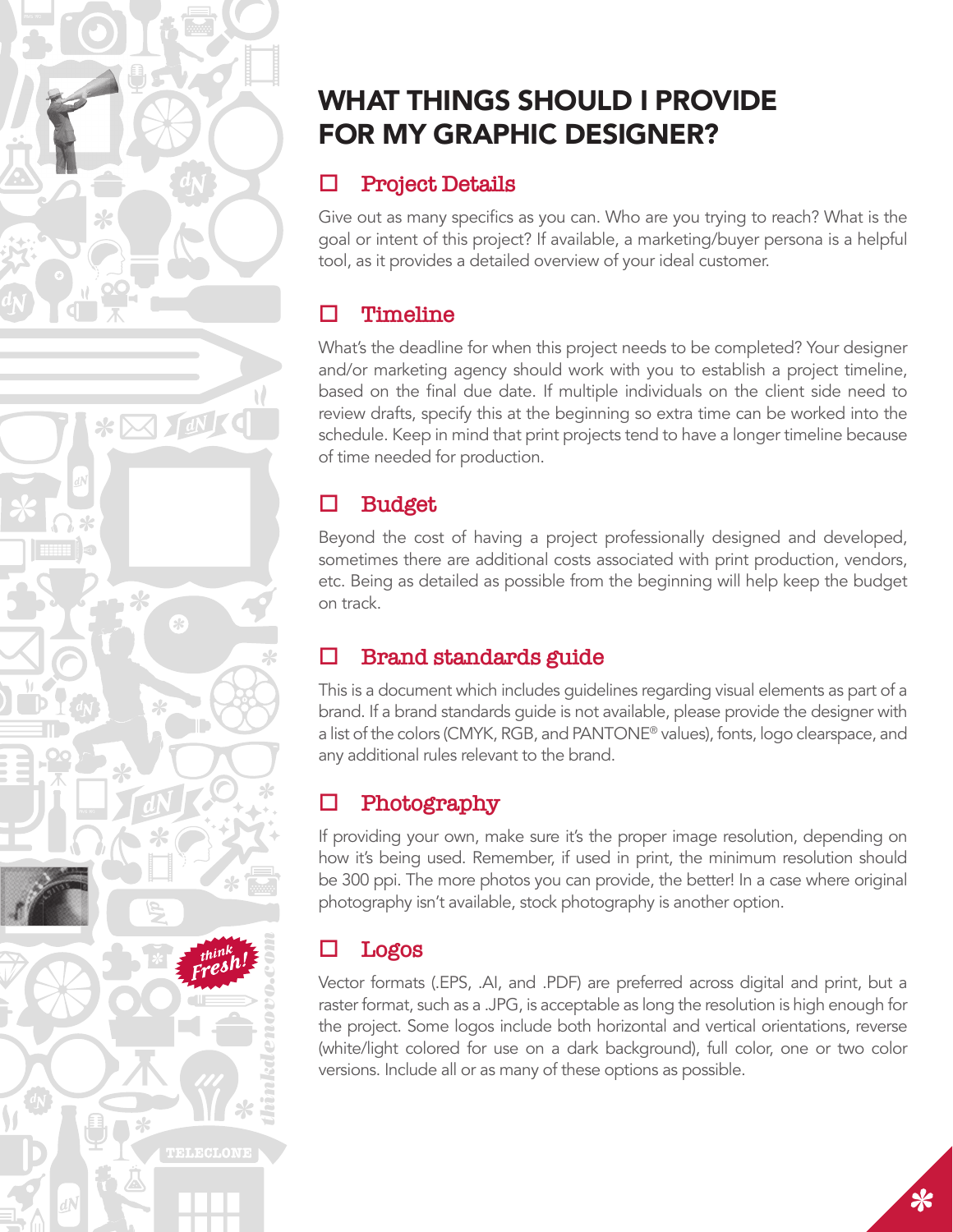# WHAT THINGS SHOULD I PROVIDE FOR MY GRAPHIC DESIGNER?

## ☐ Project Details

Give out as many specifics as you can. Who are you trying to reach? What is the goal or intent of this project? If available, a marketing/buyer persona is a helpful tool, as it provides a detailed overview of your ideal customer.

## ☐ Timeline

What's the deadline for when this project needs to be completed? Your designer and/or marketing agency should work with you to establish a project timeline, based on the final due date. If multiple individuals on the client side need to review drafts, specify this at the beginning so extra time can be worked into the schedule. Keep in mind that print projects tend to have a longer timeline because of time needed for production.

## ☐ Budget

Beyond the cost of having a project professionally designed and developed, sometimes there are additional costs associated with print production, vendors, etc. Being as detailed as possible from the beginning will help keep the budget on track.

## ☐ Brand standards guide

This is a document which includes guidelines regarding visual elements as part of a brand. If a brand standards guide is not available, please provide the designer with a list of the colors (CMYK, RGB, and PANTONE® values), fonts, logo clearspace, and any additional rules relevant to the brand.

## ☐ Photography

If providing your own, make sure it's the proper image resolution, depending on how it's being used. Remember, if used in print, the minimum resolution should be 300 ppi. The more photos you can provide, the better! In a case where original photography isn't available, stock photography is another option.

## ☐ Logos

Vector formats (.EPS, .AI, and .PDF) are preferred across digital and print, but a raster format, such as a .JPG, is acceptable as long the resolution is high enough for the project. Some logos include both horizontal and vertical orientations, reverse (white/light colored for use on a dark background), full color, one or two color versions. Include all or as many of these options as possible.